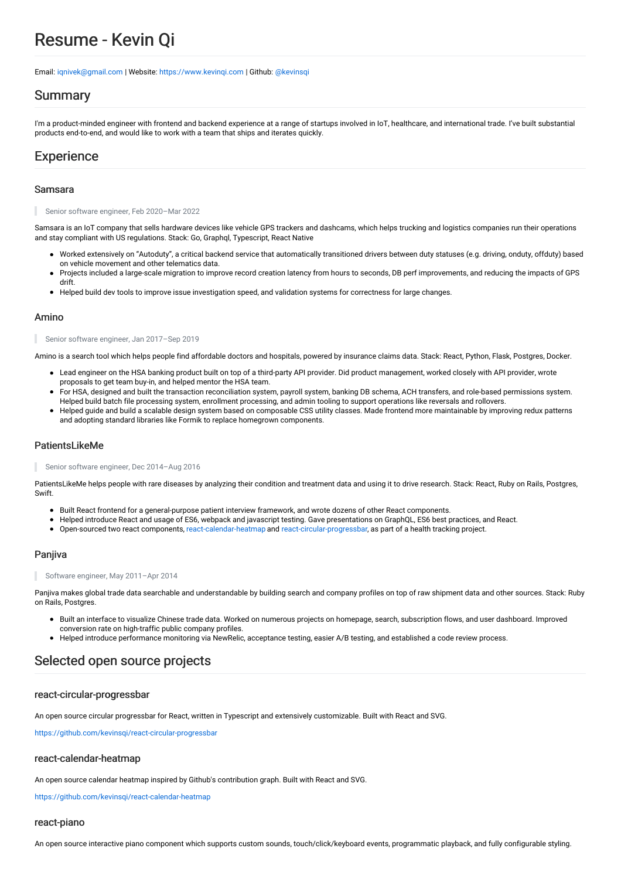# Resume - Kevin Qi

Email: [iqnivek@gmail.com](mailto:iqnivek@gmail.com) | Website: [https://www.kevinqi.com](https://www.kevinqi.com) | Github: [@kevinsqi](https://github.com/kevinsqi)

## Summary

I'm a product-minded engineer with frontend and backend experience at a range of startups involved in IoT, healthcare, and international trade. I've built substantial products end-to-end, and would like to work with a team that ships and iterates quickly.

## Experience

### Samsara

> Senior software engineer, Feb 2020–Mar 2022

Samsara is an IoT company that sells hardware devices like vehicle GPS trackers and dashcams, which helps trucking and logistics companies run their operations and stay compliant with US regulations. Stack: Go, Graphql, Typescript, React Native

- Worked extensively on "Autoduty", a critical backend service that automatically transitioned drivers between duty statuses (e.g. driving, onduty, offduty) based on vehicle movement and other telematics data.
- Projects included a large-scale migration to improve record creation latency from hours to seconds, DB perf improvements, and reducing the impacts of GPS drift.
- Helped build dev tools to improve issue investigation speed, and validation systems for correctness for large changes.

### Amino

> Senior software engineer, Jan 2017–Sep 2019

Amino is a search tool which helps people find affordable doctors and hospitals, powered by insurance claims data. Stack: React, Python, Flask, Postgres, Docker.

- Lead engineer on the HSA banking product built on top of a third-party API provider. Did product management, worked closely with API provider, wrote proposals to get team buy-in, and helped mentor the HSA team.
- For HSA, designed and built the transaction reconciliation system, payroll system, banking DB schema, ACH transfers, and role-based permissions system. Helped build batch file processing system, enrollment processing, and admin tooling to support operations like reversals and rollovers.
- Helped guide and build a scalable design system based on composable CSS utility classes. Made frontend more maintainable by improving redux patterns and adopting standard libraries like Formik to replace homegrown components.

### PatientsLikeMe

> Senior software engineer, Dec 2014–Aug 2016

PatientsLikeMe helps people with rare diseases by analyzing their condition and treatment data and using it to drive research. Stack: React, Ruby on Rails, Postgres, Swift.

- Built React frontend for a general-purpose patient interview framework, and wrote dozens of other React components.
- Helped introduce React and usage of ES6, webpack and javascript testing. Gave presentations on GraphQL, ES6 best practices, and React.
- Open-sourced two react components, [react-calendar-heatmap](https://github.com/kevinsqi/react-calendar-heatmap) and [react-circular-progressbar](https://github.com/kevinsqi/react-circular-progressbar), as part of a health tracking project.

### Panjiva

> Software engineer, May 2011–Apr 2014

Panjiva makes global trade data searchable and understandable by building search and company profiles on top of raw shipment data and other sources. Stack: Ruby on Rails, Postgres.

- Built an interface to visualize Chinese trade data. Worked on numerous projects on homepage, search, subscription flows, and user dashboard. Improved conversion rate on high-traffic public company profiles.
- Helped introduce performance monitoring via NewRelic, acceptance testing, easier A/B testing, and established a code review process.

## Selected open source projects

### react-circular-progressbar

An open source circular progressbar for React, written in Typescript and extensively customizable. Built with React and SVG.

[https://github.com/kevinsqi/react-circular-progressbar](https://github.com/kevinsqi/react-circular-progressbar)

### react-calendar-heatmap

An open source calendar heatmap inspired by Github's contribution graph. Built with React and SVG.

[https://github.com/kevinsqi/react-calendar-heatmap](https://github.com/kevinsqi/react-calendar-heatmap)

### react-piano

An open source interactive piano component which supports custom sounds, touch/click/keyboard events, programmatic playback, and fully configurable styling.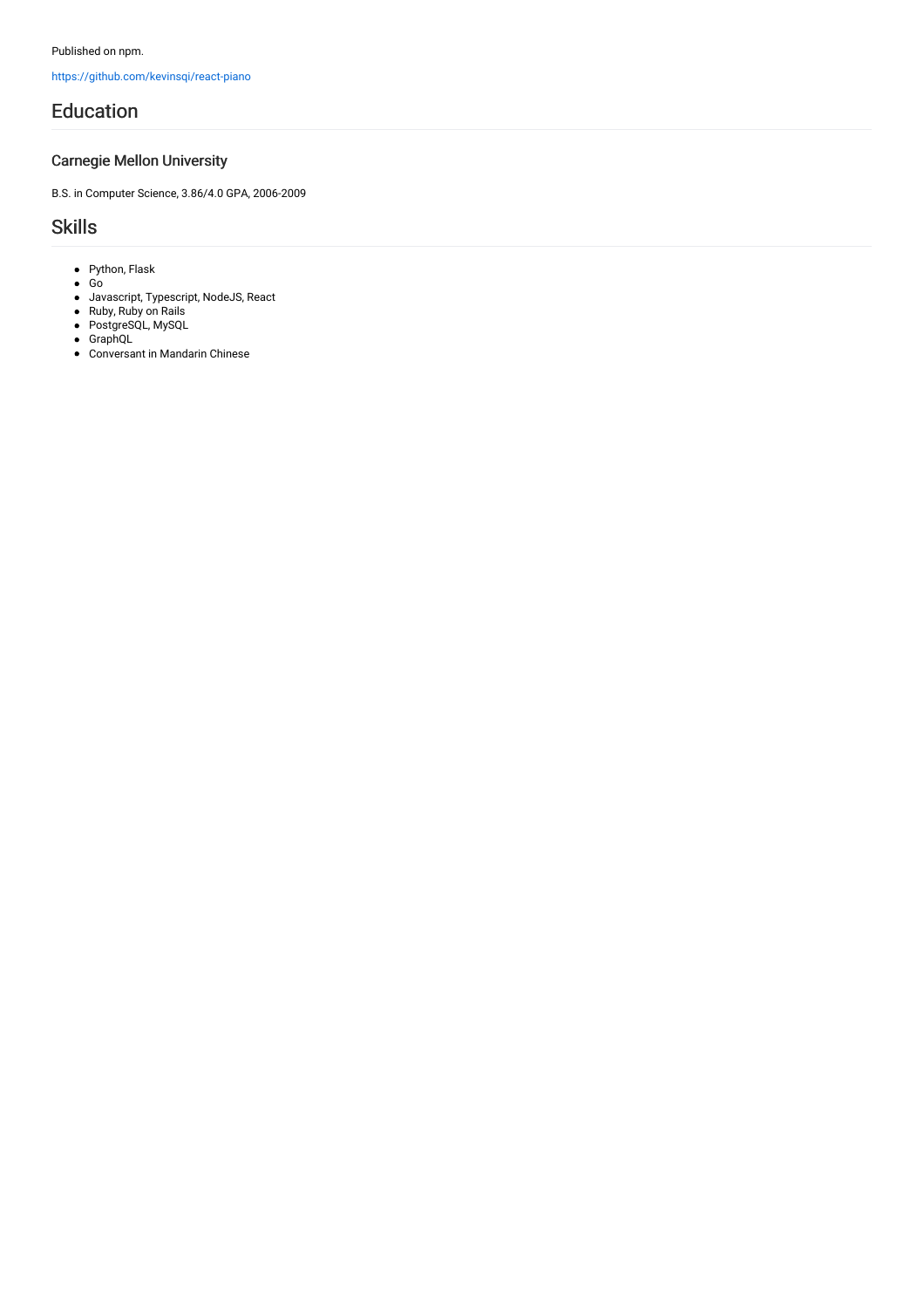Published on npm.

https://github.com/kevinsqi/react-piano

## Education

### Carnegie Mellon University

B.S. in Computer Science, 3.86/4.0 GPA, 2006-2009

## Skills

- Python, Flask
- Go
- Javascript, Typescript, NodeJS, React
- Ruby, Ruby on Rails
- PostgreSQL, MySQL
- GraphQL
- Conversant in Mandarin Chinese